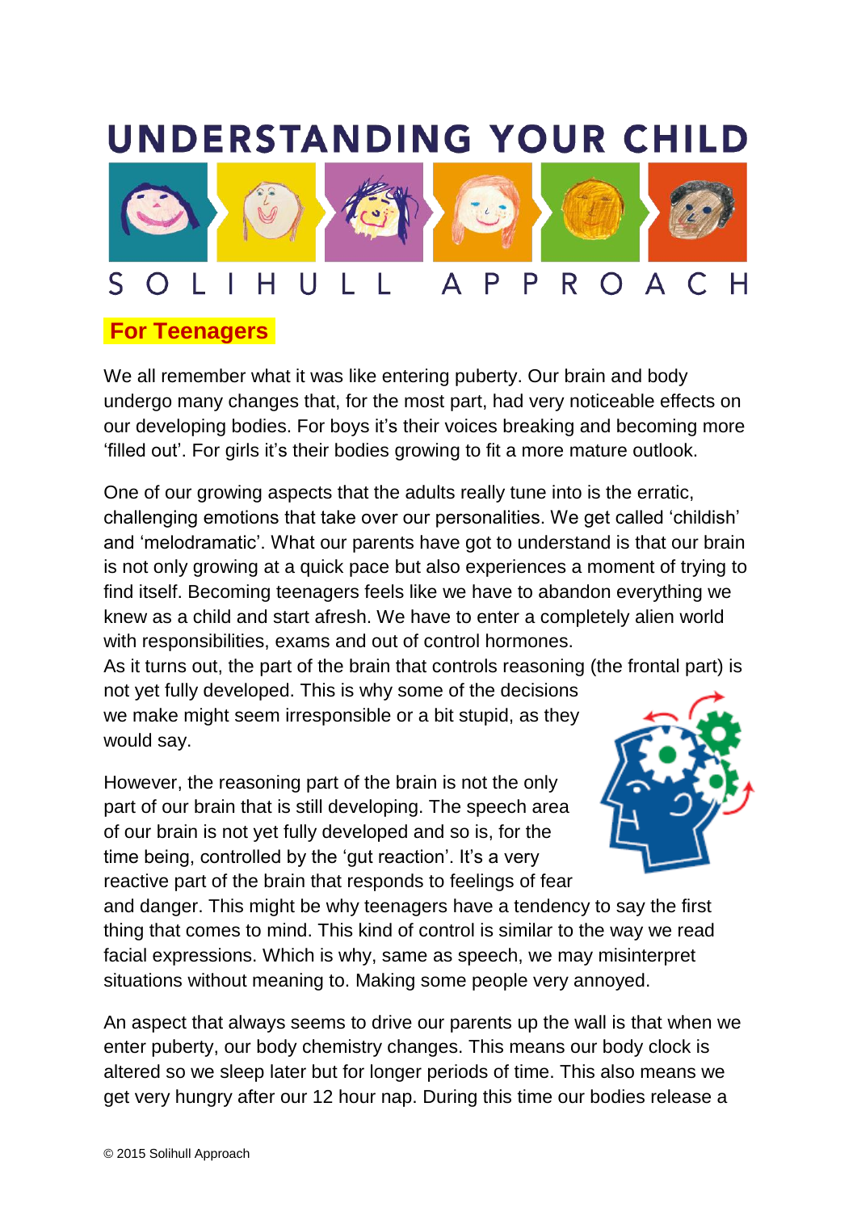# UNDERSTANDING YOUR CHILD

SOLIHULL APPROACH

## For Teenagers

We all remember what it was like entering puberty. Our brain and body undergo many changes that, for the most part, had very noticeable effects on our developing bodies. For boys it's their voices breaking and becoming more 'filled out'. For girls it's their bodies growing to fit a more mature outlook.

One of our growing aspects that the adults really tune into is the erratic, challenging emotions that take over our personalities. We get called 'childish' and 'melodramatic'. What our parents have got to understand is that our brain is not only growing at a quick pace but also experiences a moment of trying to find itself. Becoming teenagers feels like we have to abandon everything we knew as a child and start afresh. We have to enter a completely alien world with responsibilities, exams and out of control hormones.
As it turns out, the part of the brain that controls reasoning (the frontal part) is not yet fully developed. This is why some of the decisions we make might seem irresponsible or a bit stupid, as they would say.

However, the reasoning part of the brain is not the only part of our brain that is still developing. The speech area of our brain is not yet fully developed and so is, for the time being, controlled by the 'gut reaction'. It's a very reactive part of the brain that responds to feelings of fear and danger. This might be why teenagers have a tendency to say the first thing that comes to mind. This kind of control is similar to the way we read facial expressions. Which is why, same as speech, we may misinterpret situations without meaning to. Making some people very annoyed.

An aspect that always seems to drive our parents up the wall is that when we enter puberty, our body chemistry changes. This means our body clock is altered so we sleep later but for longer periods of time. This also means we get very hungry after our 12 hour nap. During this time our bodies release a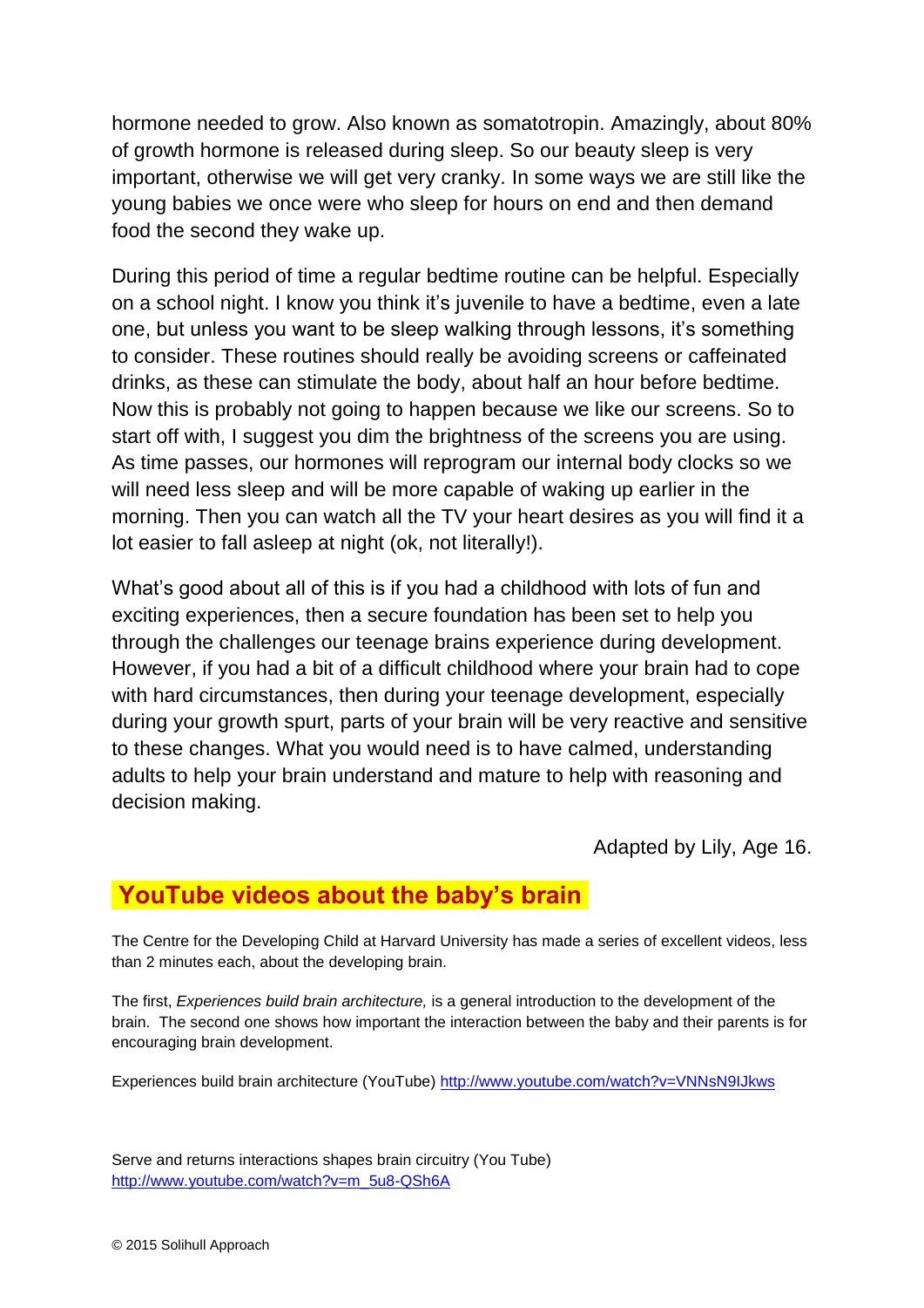hormone needed to grow. Also known as somatotropin. Amazingly, about 80% of growth hormone is released during sleep. So our beauty sleep is very important, otherwise we will get very cranky. In some ways we are still like the young babies we once were who sleep for hours on end and then demand food the second they wake up.

During this period of time a regular bedtime routine can be helpful. Especially on a school night. I know you think it's juvenile to have a bedtime, even a late one, but unless you want to be sleep walking through lessons, it's something to consider. These routines should really be avoiding screens or caffeinated drinks, as these can stimulate the body, about half an hour before bedtime. Now this is probably not going to happen because we like our screens. So to start off with, I suggest you dim the brightness of the screens you are using. As time passes, our hormones will reprogram our internal body clocks so we will need less sleep and will be more capable of waking up earlier in the morning. Then you can watch all the TV your heart desires as you will find it a lot easier to fall asleep at night (ok, not literally!).

What's good about all of this is if you had a childhood with lots of fun and exciting experiences, then a secure foundation has been set to help you through the challenges our teenage brains experience during development. However, if you had a bit of a difficult childhood where your brain had to cope with hard circumstances, then during your teenage development, especially during your growth spurt, parts of your brain will be very reactive and sensitive to these changes. What you would need is to have calmed, understanding adults to help your brain understand and mature to help with reasoning and decision making.

Adapted by Lily, Age 16.

## YouTube videos about the baby's brain

The Centre for the Developing Child at Harvard University has made a series of excellent videos, less than 2 minutes each, about the developing brain.

The first, *Experiences build brain architecture,* is a general introduction to the development of the brain. The second one shows how important the interaction between the baby and their parents is for encouraging brain development.

Experiences build brain architecture (YouTube) http://www.youtube.com/watch?v=VNNsN9IJkws

Serve and returns interactions shapes brain circuitry (You Tube) http://www.youtube.com/watch?v=m_5u8-QSh6A

© 2015 Solihull Approach